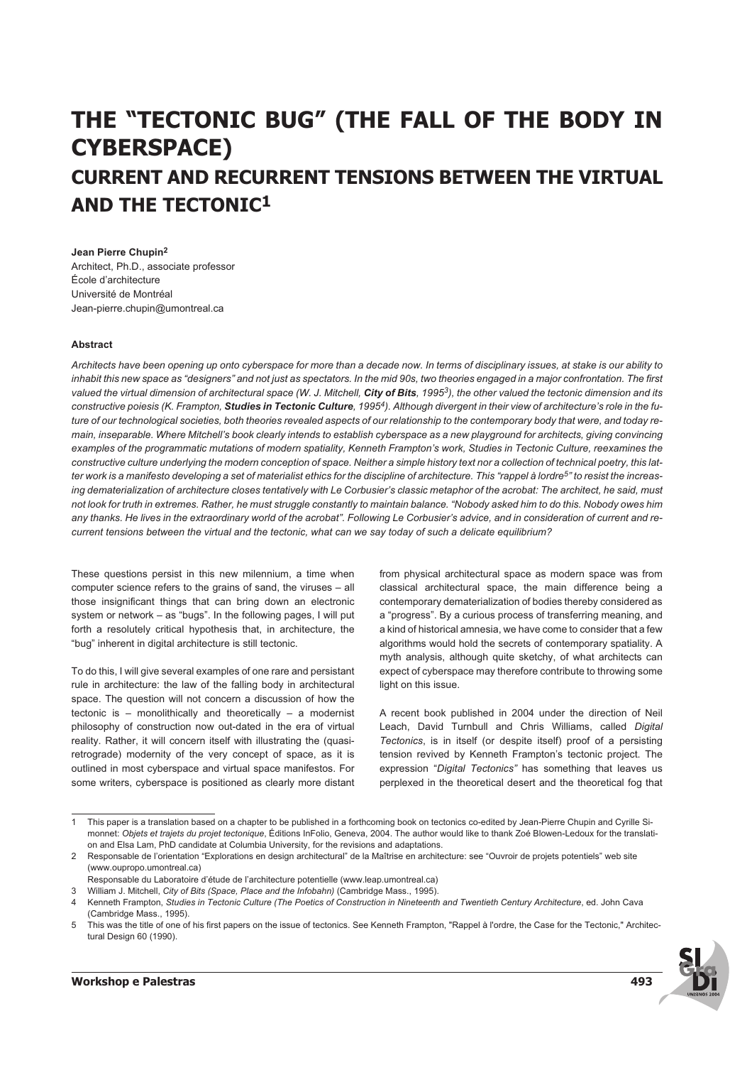# THE "TECTONIC BUG" (THE FALL OF THE BODY IN CYBERSPACE)

## CURRENT AND RECURRENT TENSIONS BETWEEN THE VIRTUAL AND THE TECTONIC[1]

**Jean Pierre Chupin[2]**
Architect, Ph.D., associate professor
École d'architecture
Université de Montréal
Jean-pierre.chupin@umontreal.ca

**Abstract**

*Architects have been opening up onto cyberspace for more than a decade now. In terms of disciplinary issues, at stake is our ability to inhabit this new space as "designers" and not just as spectators. In the mid 90s, two theories engaged in a major confrontation. The first valued the virtual dimension of architectural space (W. J. Mitchell, **City of Bits**, 1995[3]), the other valued the tectonic dimension and its constructive poiesis (K. Frampton, **Studies in Tectonic Culture**, 1995[4]). Although divergent in their view of architecture's role in the future of our technological societies, both theories revealed aspects of our relationship to the contemporary body that were, and today remain, inseparable. Where Mitchell's book clearly intends to establish cyberspace as a new playground for architects, giving convincing examples of the programmatic mutations of modern spatiality, Kenneth Frampton's work, Studies in Tectonic Culture, reexamines the constructive culture underlying the modern conception of space. Neither a simple history text nor a collection of technical poetry, this latter work is a manifesto developing a set of materialist ethics for the discipline of architecture. This "rappel à lordre[5]" to resist the increasing dematerialization of architecture closes tentatively with Le Corbusier's classic metaphor of the acrobat: The architect, he said, must not look for truth in extremes. Rather, he must struggle constantly to maintain balance. "Nobody asked him to do this. Nobody owes him any thanks. He lives in the extraordinary world of the acrobat". Following Le Corbusier's advice, and in consideration of current and recurrent tensions between the virtual and the tectonic, what can we say today of such a delicate equilibrium?*

These questions persist in this new milennium, a time when computer science refers to the grains of sand, the viruses – all those insignificant things that can bring down an electronic system or network – as "bugs". In the following pages, I will put forth a resolutely critical hypothesis that, in architecture, the "bug" inherent in digital architecture is still tectonic.

To do this, I will give several examples of one rare and persistant rule in architecture: the law of the falling body in architectural space. The question will not concern a discussion of how the tectonic is – monolithically and theoretically – a modernist philosophy of construction now out-dated in the era of virtual reality. Rather, it will concern itself with illustrating the (quasi-retrograde) modernity of the very concept of space, as it is outlined in most cyberspace and virtual space manifestos. For some writers, cyberspace is positioned as clearly more distant from physical architectural space as modern space was from classical architectural space, the main difference being a contemporary dematerialization of bodies thereby considered as a "progress". By a curious process of transferring meaning, and a kind of historical amnesia, we have come to consider that a few algorithms would hold the secrets of contemporary spatiality. A myth analysis, although quite sketchy, of what architects can expect of cyberspace may therefore contribute to throwing some light on this issue.

A recent book published in 2004 under the direction of Neil Leach, David Turnbull and Chris Williams, called *Digital Tectonics*, is in itself (or despite itself) proof of a persisting tension revived by Kenneth Frampton's tectonic project. The expression "*Digital Tectonics"* has something that leaves us perplexed in the theoretical desert and the theoretical fog that

---

1 This paper is a translation based on a chapter to be published in a forthcoming book on tectonics co-edited by Jean-Pierre Chupin and Cyrille Simonnet: *Objets et trajets du projet tectonique*, Éditions InFolio, Geneva, 2004. The author would like to thank Zoé Blowen-Ledoux for the translation and Elsa Lam, PhD candidate at Columbia University, for the revisions and adaptations.

2 Responsable de l'orientation "Explorations en design architectural" de la Maîtrise en architecture: see "Ouvroir de projets potentiels" web site (www.oupropo.umontreal.ca)
Responsable du Laboratoire d'étude de l'architecture potentielle (www.leap.umontreal.ca)

3 William J. Mitchell, *City of Bits (Space, Place and the Infobahn)* (Cambridge Mass., 1995).

4 Kenneth Frampton, *Studies in Tectonic Culture (The Poetics of Construction in Nineteenth and Twentieth Century Architecture*, ed. John Cava (Cambridge Mass., 1995).

5 This was the title of one of his first papers on the issue of tectonics. See Kenneth Frampton, "Rappel à l'ordre, the Case for the Tectonic," Architectural Design 60 (1990).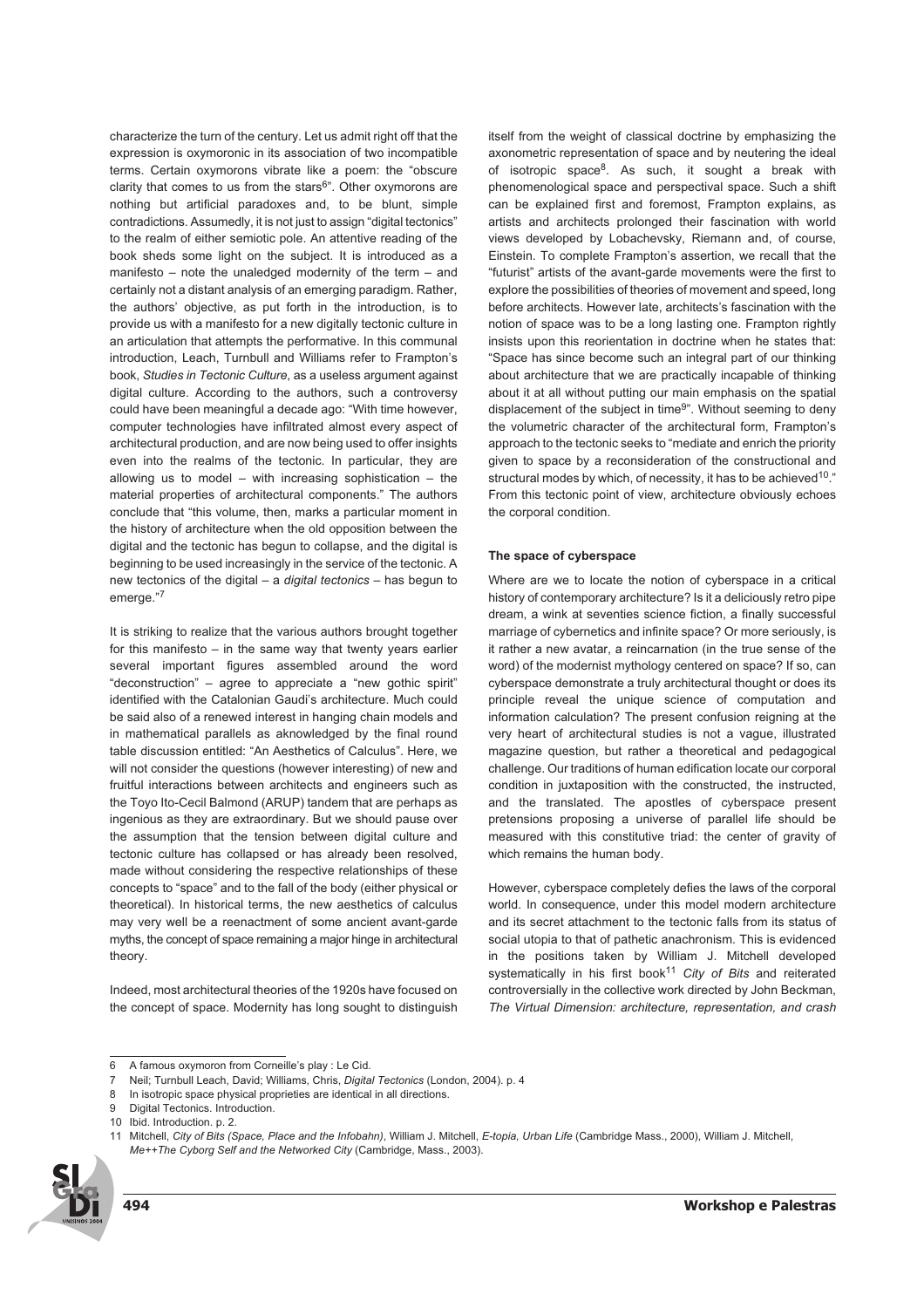characterize the turn of the century. Let us admit right off that the expression is oxymoronic in its association of two incompatible terms. Certain oxymorons vibrate like a poem: the "obscure clarity that comes to us from the stars[6]". Other oxymorons are nothing but artificial paradoxes and, to be blunt, simple contradictions. Assumedly, it is not just to assign "digital tectonics" to the realm of either semiotic pole. An attentive reading of the book sheds some light on the subject. It is introduced as a manifesto – note the unaledged modernity of the term – and certainly not a distant analysis of an emerging paradigm. Rather, the authors' objective, as put forth in the introduction, is to provide us with a manifesto for a new digitally tectonic culture in an articulation that attempts the performative. In this communal introduction, Leach, Turnbull and Williams refer to Frampton's book, *Studies in Tectonic Culture*, as a useless argument against digital culture. According to the authors, such a controversy could have been meaningful a decade ago: "With time however, computer technologies have infiltrated almost every aspect of architectural production, and are now being used to offer insights even into the realms of the tectonic. In particular, they are allowing us to model – with increasing sophistication – the material properties of architectural components." The authors conclude that "this volume, then, marks a particular moment in the history of architecture when the old opposition between the digital and the tectonic has begun to collapse, and the digital is beginning to be used increasingly in the service of the tectonic. A new tectonics of the digital – a *digital tectonics* – has begun to emerge."[7]

It is striking to realize that the various authors brought together for this manifesto – in the same way that twenty years earlier several important figures assembled around the word "deconstruction" – agree to appreciate a "new gothic spirit" identified with the Catalonian Gaudi's architecture. Much could be said also of a renewed interest in hanging chain models and in mathematical parallels as aknowledged by the final round table discussion entitled: "An Aesthetics of Calculus". Here, we will not consider the questions (however interesting) of new and fruitful interactions between architects and engineers such as the Toyo Ito-Cecil Balmond (ARUP) tandem that are perhaps as ingenious as they are extraordinary. But we should pause over the assumption that the tension between digital culture and tectonic culture has collapsed or has already been resolved, made without considering the respective relationships of these concepts to "space" and to the fall of the body (either physical or theoretical). In historical terms, the new aesthetics of calculus may very well be a reenactment of some ancient avant-garde myths, the concept of space remaining a major hinge in architectural theory.

Indeed, most architectural theories of the 1920s have focused on the concept of space. Modernity has long sought to distinguish itself from the weight of classical doctrine by emphasizing the axonometric representation of space and by neutering the ideal of isotropic space[8]. As such, it sought a break with phenomenological space and perspectival space. Such a shift can be explained first and foremost, Frampton explains, as artists and architects prolonged their fascination with world views developed by Lobachevsky, Riemann and, of course, Einstein. To complete Frampton's assertion, we recall that the "futurist" artists of the avant-garde movements were the first to explore the possibilities of theories of movement and speed, long before architects. However late, architects's fascination with the notion of space was to be a long lasting one. Frampton rightly insists upon this reorientation in doctrine when he states that: "Space has since become such an integral part of our thinking about architecture that we are practically incapable of thinking about it at all without putting our main emphasis on the spatial displacement of the subject in time[9]". Without seeming to deny the volumetric character of the architectural form, Frampton's approach to the tectonic seeks to "mediate and enrich the priority given to space by a reconsideration of the constructional and structural modes by which, of necessity, it has to be achieved[10]." From this tectonic point of view, architecture obviously echoes the corporal condition.

#### The space of cyberspace

Where are we to locate the notion of cyberspace in a critical history of contemporary architecture? Is it a deliciously retro pipe dream, a wink at seventies science fiction, a finally successful marriage of cybernetics and infinite space? Or more seriously, is it rather a new avatar, a reincarnation (in the true sense of the word) of the modernist mythology centered on space? If so, can cyberspace demonstrate a truly architectural thought or does its principle reveal the unique science of computation and information calculation? The present confusion reigning at the very heart of architectural studies is not a vague, illustrated magazine question, but rather a theoretical and pedagogical challenge. Our traditions of human edification locate our corporal condition in juxtaposition with the constructed, the instructed, and the translated. The apostles of cyberspace present pretensions proposing a universe of parallel life should be measured with this constitutive triad: the center of gravity of which remains the human body.

However, cyberspace completely defies the laws of the corporal world. In consequence, under this model modern architecture and its secret attachment to the tectonic falls from its status of social utopia to that of pathetic anachronism. This is evidenced in the positions taken by William J. Mitchell developed systematically in his first book[11] *City of Bits* and reiterated controversially in the collective work directed by John Beckman, *The Virtual Dimension: architecture, representation, and crash*

---

6 A famous oxymoron from Corneille's play : Le Cid.

7 Neil; Turnbull Leach, David; Williams, Chris, *Digital Tectonics* (London, 2004). p. 4

8 In isotropic space physical proprieties are identical in all directions.

9 Digital Tectonics. Introduction.

10 Ibid. Introduction. p. 2.

11 Mitchell, *City of Bits (Space, Place and the Infobahn)*, William J. Mitchell, *E-topia, Urban Life* (Cambridge Mass., 2000), William J. Mitchell, *Me++The Cyborg Self and the Networked City* (Cambridge, Mass., 2003).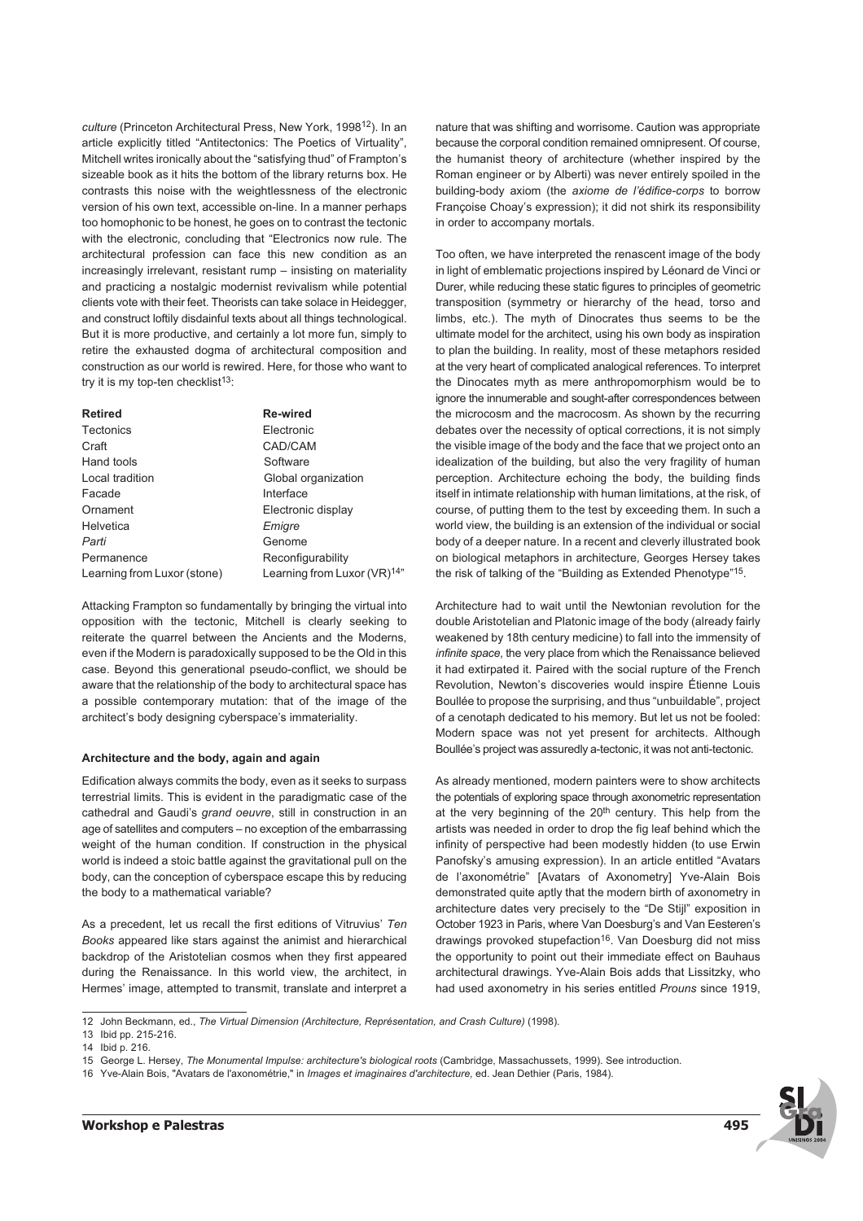*culture* (Princeton Architectural Press, New York, 1998[12]). In an article explicitly titled "Antitectonics: The Poetics of Virtuality", Mitchell writes ironically about the "satisfying thud" of Frampton's sizeable book as it hits the bottom of the library returns box. He contrasts this noise with the weightlessness of the electronic version of his own text, accessible on-line. In a manner perhaps too homophonic to be honest, he goes on to contrast the tectonic with the electronic, concluding that "Electronics now rule. The architectural profession can face this new condition as an increasingly irrelevant, resistant rump – insisting on materiality and practicing a nostalgic modernist revivalism while potential clients vote with their feet. Theorists can take solace in Heidegger, and construct loftily disdainful texts about all things technological. But it is more productive, and certainly a lot more fun, simply to retire the exhausted dogma of architectural composition and construction as our world is rewired. Here, for those who want to try it is my top-ten checklist[13]:

| **Retired** | **Re-wired** |
|---|---|
| Tectonics | Electronic |
| Craft | CAD/CAM |
| Hand tools | Software |
| Local tradition | Global organization |
| Facade | Interface |
| Ornament | Electronic display |
| Helvetica | *Emigre* |
| *Parti* | Genome |
| Permanence | Reconfigurability |
| Learning from Luxor (stone) | Learning from Luxor (VR)[14]" |

Attacking Frampton so fundamentally by bringing the virtual into opposition with the tectonic, Mitchell is clearly seeking to reiterate the quarrel between the Ancients and the Moderns, even if the Modern is paradoxically supposed to be the Old in this case. Beyond this generational pseudo-conflict, we should be aware that the relationship of the body to architectural space has a possible contemporary mutation: that of the image of the architect's body designing cyberspace's immateriality.

### Architecture and the body, again and again

Edification always commits the body, even as it seeks to surpass terrestrial limits. This is evident in the paradigmatic case of the cathedral and Gaudi's *grand oeuvre*, still in construction in an age of satellites and computers – no exception of the embarrassing weight of the human condition. If construction in the physical world is indeed a stoic battle against the gravitational pull on the body, can the conception of cyberspace escape this by reducing the body to a mathematical variable?

As a precedent, let us recall the first editions of Vitruvius' *Ten Books* appeared like stars against the animist and hierarchical backdrop of the Aristotelian cosmos when they first appeared during the Renaissance. In this world view, the architect, in Hermes' image, attempted to transmit, translate and interpret a nature that was shifting and worrisome. Caution was appropriate because the corporal condition remained omnipresent. Of course, the humanist theory of architecture (whether inspired by the Roman engineer or by Alberti) was never entirely spoiled in the building-body axiom (the *axiome de l'édifice-corps* to borrow Françoise Choay's expression); it did not shirk its responsibility in order to accompany mortals.

Too often, we have interpreted the renascent image of the body in light of emblematic projections inspired by Léonard de Vinci or Durer, while reducing these static figures to principles of geometric transposition (symmetry or hierarchy of the head, torso and limbs, etc.). The myth of Dinocrates thus seems to be the ultimate model for the architect, using his own body as inspiration to plan the building. In reality, most of these metaphors resided at the very heart of complicated analogical references. To interpret the Dinocates myth as mere anthropomorphism would be to ignore the innumerable and sought-after correspondences between the microcosm and the macrocosm. As shown by the recurring debates over the necessity of optical corrections, it is not simply the visible image of the body and the face that we project onto an idealization of the building, but also the very fragility of human perception. Architecture echoing the body, the building finds itself in intimate relationship with human limitations, at the risk, of course, of putting them to the test by exceeding them. In such a world view, the building is an extension of the individual or social body of a deeper nature. In a recent and cleverly illustrated book on biological metaphors in architecture, Georges Hersey takes the risk of talking of the "Building as Extended Phenotype"[15].

Architecture had to wait until the Newtonian revolution for the double Aristotelian and Platonic image of the body (already fairly weakened by 18th century medicine) to fall into the immensity of *infinite space*, the very place from which the Renaissance believed it had extirpated it. Paired with the social rupture of the French Revolution, Newton's discoveries would inspire Étienne Louis Boullée to propose the surprising, and thus "unbuildable", project of a cenotaph dedicated to his memory. But let us not be fooled: Modern space was not yet present for architects. Although Boullée's project was assuredly a-tectonic, it was not anti-tectonic.

As already mentioned, modern painters were to show architects the potentials of exploring space through axonometric representation at the very beginning of the 20th century. This help from the artists was needed in order to drop the fig leaf behind which the infinity of perspective had been modestly hidden (to use Erwin Panofsky's amusing expression). In an article entitled "Avatars de l'axonométrie" [Avatars of Axonometry] Yve-Alain Bois demonstrated quite aptly that the modern birth of axonometry in architecture dates very precisely to the "De Stijl" exposition in October 1923 in Paris, where Van Doesburg's and Van Eesteren's drawings provoked stupefaction[16]. Van Doesburg did not miss the opportunity to point out their immediate effect on Bauhaus architectural drawings. Yve-Alain Bois adds that Lissitzky, who had used axonometry in his series entitled *Prouns* since 1919,

---

12 John Beckmann, ed., *The Virtual Dimension (Architecture, Représentation, and Crash Culture)* (1998).

13 Ibid pp. 215-216.

14 Ibid p. 216.

15 George L. Hersey, *The Monumental Impulse: architecture's biological roots* (Cambridge, Massachussets, 1999). See introduction.

16 Yve-Alain Bois, "Avatars de l'axonométrie," in *Images et imaginaires d'architecture*, ed. Jean Dethier (Paris, 1984).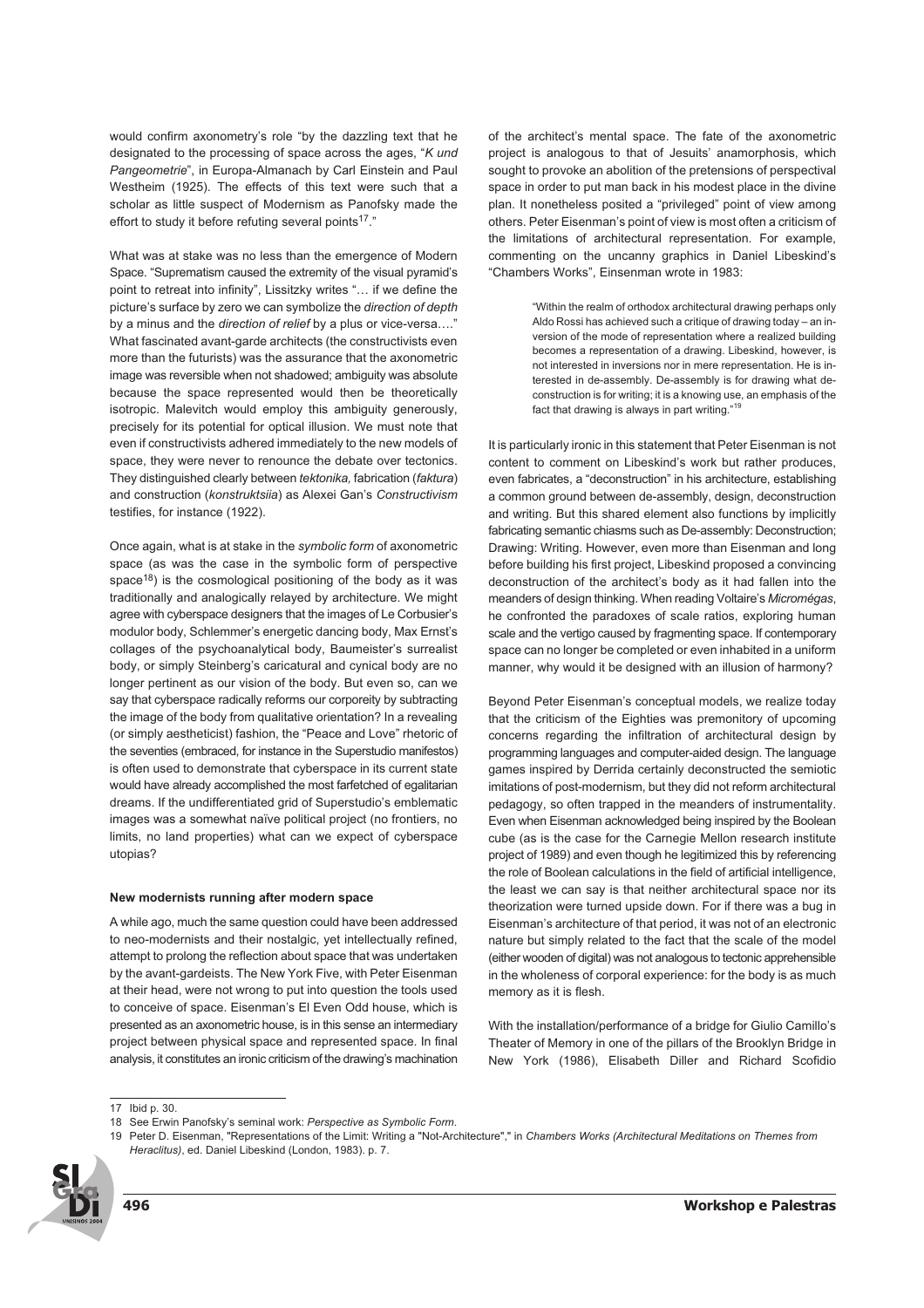would confirm axonometry's role "by the dazzling text that he designated to the processing of space across the ages, "*K und Pangeometrie*", in Europa-Almanach by Carl Einstein and Paul Westheim (1925). The effects of this text were such that a scholar as little suspect of Modernism as Panofsky made the effort to study it before refuting several points[17]."

What was at stake was no less than the emergence of Modern Space. "Suprematism caused the extremity of the visual pyramid's point to retreat into infinity", Lissitzky writes "… if we define the picture's surface by zero we can symbolize the *direction of depth* by a minus and the *direction of relief* by a plus or vice-versa…." What fascinated avant-garde architects (the constructivists even more than the futurists) was the assurance that the axonometric image was reversible when not shadowed; ambiguity was absolute because the space represented would then be theoretically isotropic. Malevitch would employ this ambiguity generously, precisely for its potential for optical illusion. We must note that even if constructivists adhered immediately to the new models of space, they were never to renounce the debate over tectonics. They distinguished clearly between *tektonika,* fabrication (*faktura*) and construction (*konstruktsiia*) as Alexei Gan's *Constructivism* testifies, for instance (1922).

Once again, what is at stake in the *symbolic form* of axonometric space (as was the case in the symbolic form of perspective space[18]) is the cosmological positioning of the body as it was traditionally and analogically relayed by architecture. We might agree with cyberspace designers that the images of Le Corbusier's modulor body, Schlemmer's energetic dancing body, Max Ernst's collages of the psychoanalytical body, Baumeister's surrealist body, or simply Steinberg's caricatural and cynical body are no longer pertinent as our vision of the body. But even so, can we say that cyberspace radically reforms our corporeity by subtracting the image of the body from qualitative orientation? In a revealing (or simply aestheticist) fashion, the "Peace and Love" rhetoric of the seventies (embraced, for instance in the Superstudio manifestos) is often used to demonstrate that cyberspace in its current state would have already accomplished the most farfetched of egalitarian dreams. If the undifferentiated grid of Superstudio's emblematic images was a somewhat naïve political project (no frontiers, no limits, no land properties) what can we expect of cyberspace utopias?

**New modernists running after modern space**

A while ago, much the same question could have been addressed to neo-modernists and their nostalgic, yet intellectually refined, attempt to prolong the reflection about space that was undertaken by the avant-gardeists. The New York Five, with Peter Eisenman at their head, were not wrong to put into question the tools used to conceive of space. Eisenman's El Even Odd house, which is presented as an axonometric house, is in this sense an intermediary project between physical space and represented space. In final analysis, it constitutes an ironic criticism of the drawing's machination of the architect's mental space. The fate of the axonometric project is analogous to that of Jesuits' anamorphosis, which sought to provoke an abolition of the pretensions of perspectival space in order to put man back in his modest place in the divine plan. It nonetheless posited a "privileged" point of view among others. Peter Eisenman's point of view is most often a criticism of the limitations of architectural representation. For example, commenting on the uncanny graphics in Daniel Libeskind's "Chambers Works", Einsenman wrote in 1983:

> "Within the realm of orthodox architectural drawing perhaps only Aldo Rossi has achieved such a critique of drawing today – an inversion of the mode of representation where a realized building becomes a representation of a drawing. Libeskind, however, is not interested in inversions nor in mere representation. He is interested in de-assembly. De-assembly is for drawing what deconstruction is for writing; it is a knowing use, an emphasis of the fact that drawing is always in part writing."[19]

It is particularly ironic in this statement that Peter Eisenman is not content to comment on Libeskind's work but rather produces, even fabricates, a "deconstruction" in his architecture, establishing a common ground between de-assembly, design, deconstruction and writing. But this shared element also functions by implicitly fabricating semantic chiasms such as De-assembly: Deconstruction; Drawing: Writing. However, even more than Eisenman and long before building his first project, Libeskind proposed a convincing deconstruction of the architect's body as it had fallen into the meanders of design thinking. When reading Voltaire's *Micromégas*, he confronted the paradoxes of scale ratios, exploring human scale and the vertigo caused by fragmenting space. If contemporary space can no longer be completed or even inhabited in a uniform manner, why would it be designed with an illusion of harmony?

Beyond Peter Eisenman's conceptual models, we realize today that the criticism of the Eighties was premonitory of upcoming concerns regarding the infiltration of architectural design by programming languages and computer-aided design. The language games inspired by Derrida certainly deconstructed the semiotic imitations of post-modernism, but they did not reform architectural pedagogy, so often trapped in the meanders of instrumentality. Even when Eisenman acknowledged being inspired by the Boolean cube (as is the case for the Carnegie Mellon research institute project of 1989) and even though he legitimized this by referencing the role of Boolean calculations in the field of artificial intelligence, the least we can say is that neither architectural space nor its theorization were turned upside down. For if there was a bug in Eisenman's architecture of that period, it was not of an electronic nature but simply related to the fact that the scale of the model (either wooden of digital) was not analogous to tectonic apprehensible in the wholeness of corporal experience: for the body is as much memory as it is flesh.

With the installation/performance of a bridge for Giulio Camillo's Theater of Memory in one of the pillars of the Brooklyn Bridge in New York (1986), Elisabeth Diller and Richard Scofidio

---

17 Ibid p. 30.

18 See Erwin Panofsky's seminal work: *Perspective as Symbolic Form*.

19 Peter D. Eisenman, "Representations of the Limit: Writing a "Not-Architecture"," in *Chambers Works (Architectural Meditations on Themes from Heraclitus)*, ed. Daniel Libeskind (London, 1983). p. 7.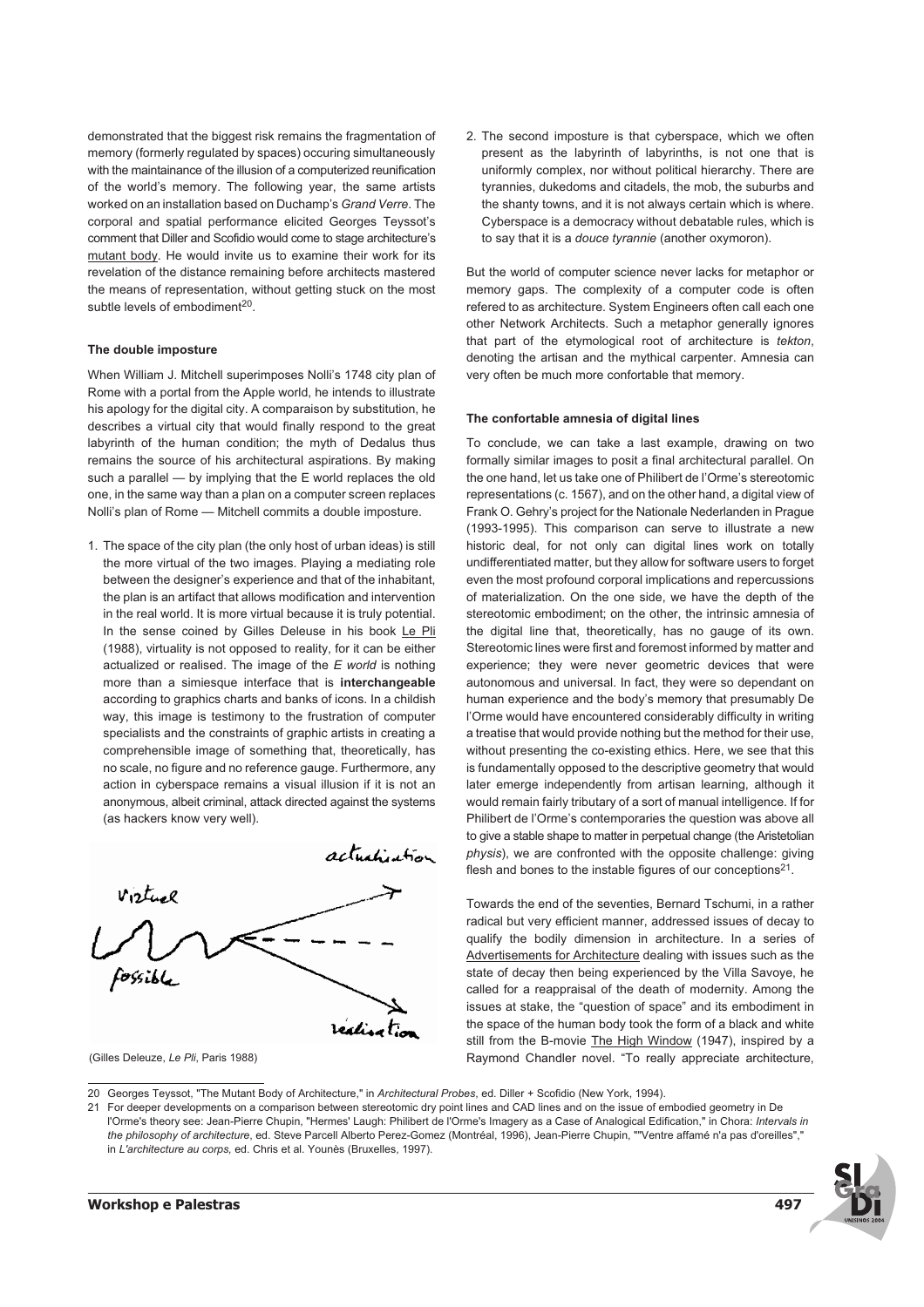demonstrated that the biggest risk remains the fragmentation of memory (formerly regulated by spaces) occuring simultaneously with the maintainance of the illusion of a computerized reunification of the world's memory. The following year, the same artists worked on an installation based on Duchamp's *Grand Verre*. The corporal and spatial performance elicited Georges Teyssot's comment that Diller and Scofidio would come to stage architecture's mutant body. He would invite us to examine their work for its revelation of the distance remaining before architects mastered the means of representation, without getting stuck on the most subtle levels of embodiment[20].

**The double imposture**

When William J. Mitchell superimposes Nolli's 1748 city plan of Rome with a portal from the Apple world, he intends to illustrate his apology for the digital city. A comparaison by substitution, he describes a virtual city that would finally respond to the great labyrinth of the human condition; the myth of Dedalus thus remains the source of his architectural aspirations. By making such a parallel — by implying that the E world replaces the old one, in the same way than a plan on a computer screen replaces Nolli's plan of Rome — Mitchell commits a double imposture.

1. The space of the city plan (the only host of urban ideas) is still the more virtual of the two images. Playing a mediating role between the designer's experience and that of the inhabitant, the plan is an artifact that allows modification and intervention in the real world. It is more virtual because it is truly potential. In the sense coined by Gilles Deleuse in his book Le Pli (1988), virtuality is not opposed to reality, for it can be either actualized or realised. The image of the *E world* is nothing more than a simiesque interface that is **interchangeable** according to graphics charts and banks of icons. In a childish way, this image is testimony to the frustration of computer specialists and the constraints of graphic artists in creating a comprehensible image of something that, theoretically, has no scale, no figure and no reference gauge. Furthermore, any action in cyberspace remains a visual illusion if it is not an anonymous, albeit criminal, attack directed against the systems (as hackers know very well).

(Gilles Deleuze, *Le Pli*, Paris 1988)

2. The second imposture is that cyberspace, which we often present as the labyrinth of labyrinths, is not one that is uniformly complex, nor without political hierarchy. There are tyrannies, dukedoms and citadels, the mob, the suburbs and the shanty towns, and it is not always certain which is where. Cyberspace is a democracy without debatable rules, which is to say that it is a *douce tyrannie* (another oxymoron).

But the world of computer science never lacks for metaphor or memory gaps. The complexity of a computer code is often refered to as architecture. System Engineers often call each one other Network Architects. Such a metaphor generally ignores that part of the etymological root of architecture is *tekton*, denoting the artisan and the mythical carpenter. Amnesia can very often be much more confortable that memory.

**The confortable amnesia of digital lines**

To conclude, we can take a last example, drawing on two formally similar images to posit a final architectural parallel. On the one hand, let us take one of Philibert de l'Orme's stereotomic representations (c. 1567), and on the other hand, a digital view of Frank O. Gehry's project for the Nationale Nederlanden in Prague (1993-1995). This comparison can serve to illustrate a new historic deal, for not only can digital lines work on totally undifferentiated matter, but they allow for software users to forget even the most profound corporal implications and repercussions of materialization. On the one side, we have the depth of the stereotomic embodiment; on the other, the intrinsic amnesia of the digital line that, theoretically, has no gauge of its own. Stereotomic lines were first and foremost informed by matter and experience; they were never geometric devices that were autonomous and universal. In fact, they were so dependant on human experience and the body's memory that presumably De l'Orme would have encountered considerably difficulty in writing a treatise that would provide nothing but the method for their use, without presenting the co-existing ethics. Here, we see that this is fundamentally opposed to the descriptive geometry that would later emerge independently from artisan learning, although it would remain fairly tributary of a sort of manual intelligence. If for Philibert de l'Orme's contemporaries the question was above all to give a stable shape to matter in perpetual change (the Aristetolian *physis*), we are confronted with the opposite challenge: giving flesh and bones to the instable figures of our conceptions[21].

Towards the end of the seventies, Bernard Tschumi, in a rather radical but very efficient manner, addressed issues of decay to qualify the bodily dimension in architecture. In a series of Advertisements for Architecture dealing with issues such as the state of decay then being experienced by the Villa Savoye, he called for a reappraisal of the death of modernity. Among the issues at stake, the "question of space" and its embodiment in the space of the human body took the form of a black and white still from the B-movie The High Window (1947), inspired by a Raymond Chandler novel. "To really appreciate architecture,

20 Georges Teyssot, "The Mutant Body of Architecture," in *Architectural Probes*, ed. Diller + Scofidio (New York, 1994).

21 For deeper developments on a comparison between stereotomic dry point lines and CAD lines and on the issue of embodied geometry in De l'Orme's theory see: Jean-Pierre Chupin, "Hermes' Laugh: Philibert de l'Orme's Imagery as a Case of Analogical Edification," in Chora: *Intervals in the philosophy of architecture*, ed. Steve Parcell Alberto Perez-Gomez (Montréal, 1996), Jean-Pierre Chupin, ""Ventre affamé n'a pas d'oreilles"," in *L'architecture au corps,* ed. Chris et al. Younès (Bruxelles, 1997).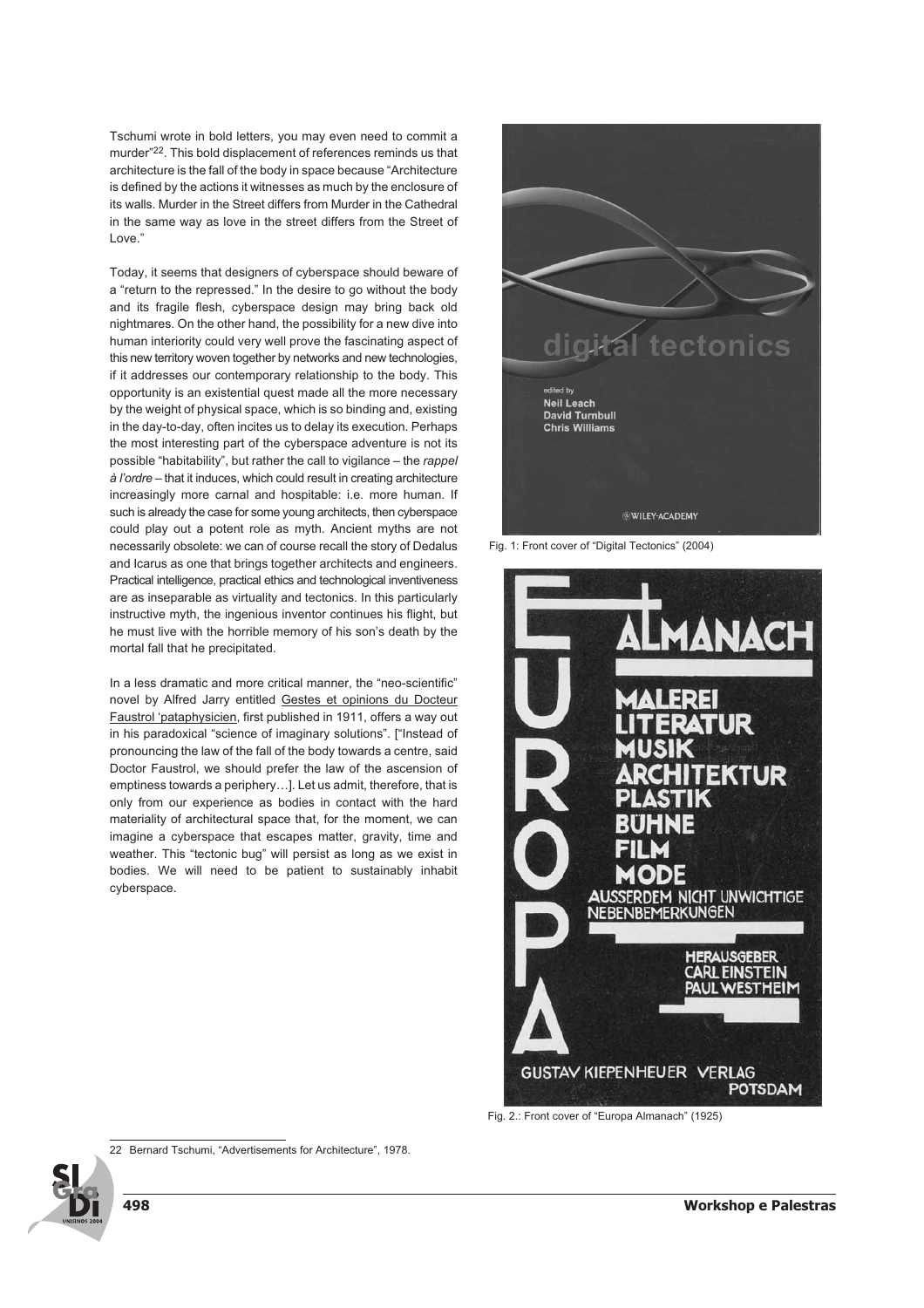Tschumi wrote in bold letters, you may even need to commit a murder"[22]. This bold displacement of references reminds us that architecture is the fall of the body in space because "Architecture is defined by the actions it witnesses as much by the enclosure of its walls. Murder in the Street differs from Murder in the Cathedral in the same way as love in the street differs from the Street of Love."

Today, it seems that designers of cyberspace should beware of a "return to the repressed." In the desire to go without the body and its fragile flesh, cyberspace design may bring back old nightmares. On the other hand, the possibility for a new dive into human interiority could very well prove the fascinating aspect of this new territory woven together by networks and new technologies, if it addresses our contemporary relationship to the body. This opportunity is an existential quest made all the more necessary by the weight of physical space, which is so binding and, existing in the day-to-day, often incites us to delay its execution. Perhaps the most interesting part of the cyberspace adventure is not its possible "habitability", but rather the call to vigilance – the *rappel à l'ordre* – that it induces, which could result in creating architecture increasingly more carnal and hospitable: i.e. more human. If such is already the case for some young architects, then cyberspace could play out a potent role as myth. Ancient myths are not necessarily obsolete: we can of course recall the story of Dedalus and Icarus as one that brings together architects and engineers. Practical intelligence, practical ethics and technological inventiveness are as inseparable as virtuality and tectonics. In this particularly instructive myth, the ingenious inventor continues his flight, but he must live with the horrible memory of his son's death by the mortal fall that he precipitated.

In a less dramatic and more critical manner, the "neo-scientific" novel by Alfred Jarry entitled Gestes et opinions du Docteur Faustrol 'pataphysicien, first published in 1911, offers a way out in his paradoxical "science of imaginary solutions". ["Instead of pronouncing the law of the fall of the body towards a centre, said Doctor Faustrol, we should prefer the law of the ascension of emptiness towards a periphery…]. Let us admit, therefore, that is only from our experience as bodies in contact with the hard materiality of architectural space that, for the moment, we can imagine a cyberspace that escapes matter, gravity, time and weather. This "tectonic bug" will persist as long as we exist in bodies. We will need to be patient to sustainably inhabit cyberspace.

Fig. 1: Front cover of "Digital Tectonics" (2004)

Fig. 2.: Front cover of "Europa Almanach" (1925)

22 Bernard Tschumi, "Advertisements for Architecture", 1978.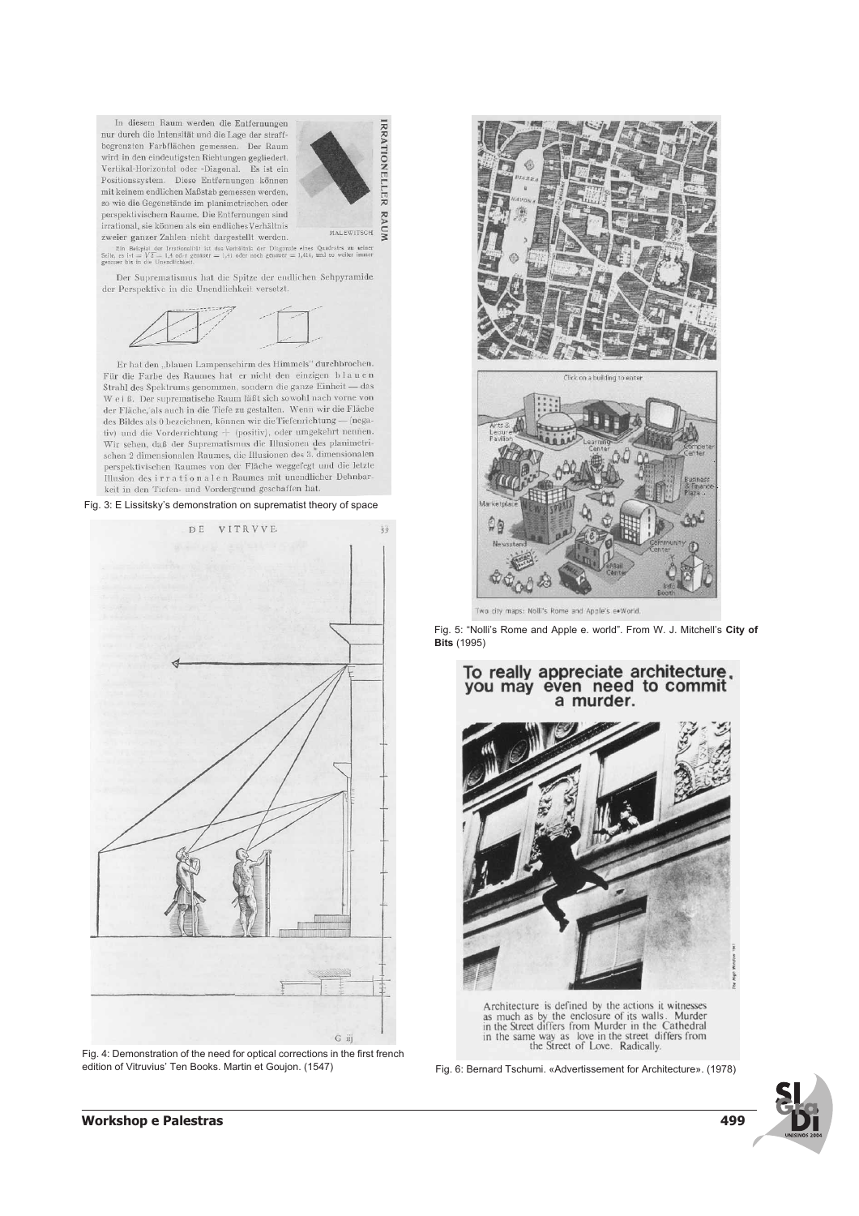Fig. 3: E Lissitsky's demonstration on suprematist theory of space

Fig. 4: Demonstration of the need for optical corrections in the first french edition of Vitruvius' Ten Books. Martin et Goujon. (1547)

Fig. 5: "Nolli's Rome and Apple e. world". From W. J. Mitchell's **City of Bits** (1995)

Fig. 6: Bernard Tschumi. «Advertissement for Architecture». (1978)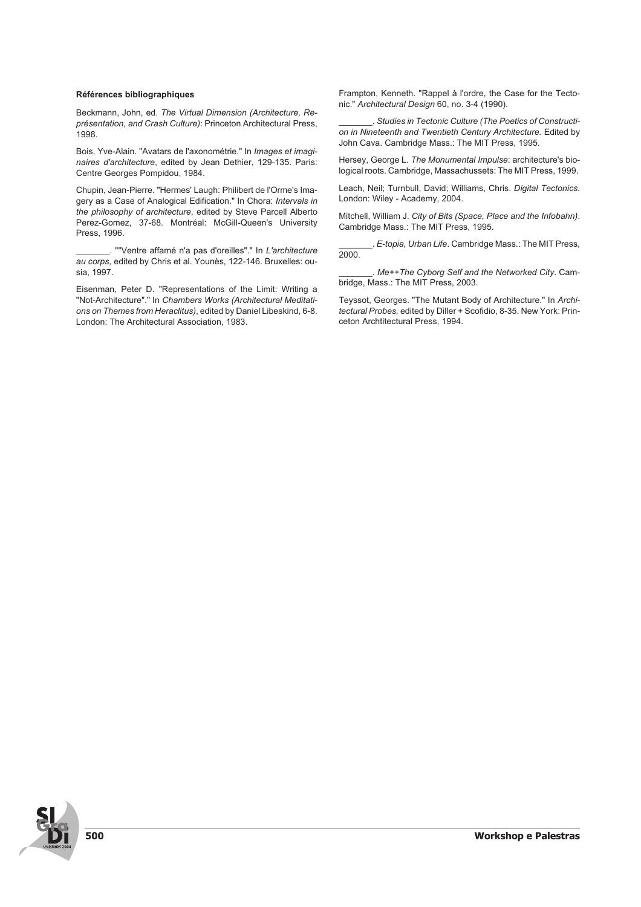**Références bibliographiques**

Beckmann, John, ed. *The Virtual Dimension (Architecture, Représentation, and Crash Culture)*: Princeton Architectural Press, 1998.

Bois, Yve-Alain. "Avatars de l'axonométrie." In *Images et imaginaires d'architecture*, edited by Jean Dethier, 129-135. Paris: Centre Georges Pompidou, 1984.

Chupin, Jean-Pierre. "Hermes' Laugh: Philibert de l'Orme's Imagery as a Case of Analogical Edification." In Chora: *Intervals in the philosophy of architecture*, edited by Steve Parcell Alberto Perez-Gomez, 37-68. Montréal: McGill-Queen's University Press, 1996.

_______. ""Ventre affamé n'a pas d'oreilles"." In *L'architecture au corps,* edited by Chris et al. Younès, 122-146. Bruxelles: ousia, 1997.

Eisenman, Peter D. "Representations of the Limit: Writing a "Not-Architecture"." In *Chambers Works (Architectural Meditations on Themes from Heraclitus)*, edited by Daniel Libeskind, 6-8. London: The Architectural Association, 1983.

Frampton, Kenneth. "Rappel à l'ordre, the Case for the Tectonic." *Architectural Design* 60, no. 3-4 (1990).

_______. *Studies in Tectonic Culture (The Poetics of Construction in Nineteenth and Twentieth Century Architecture.* Edited by John Cava. Cambridge Mass.: The MIT Press, 1995.

Hersey, George L. *The Monumental Impulse*: architecture's biological roots. Cambridge, Massachussets: The MIT Press, 1999.

Leach, Neil; Turnbull, David; Williams, Chris. *Digital Tectonics.* London: Wiley - Academy, 2004.

Mitchell, William J. *City of Bits (Space, Place and the Infobahn)*. Cambridge Mass.: The MIT Press, 1995.

_______. *E-topia, Urban Life*. Cambridge Mass.: The MIT Press, 2000.

_______. *Me++The Cyborg Self and the Networked City*. Cambridge, Mass.: The MIT Press, 2003.

Teyssot, Georges. "The Mutant Body of Architecture." In *Architectural Probes,* edited by Diller + Scofidio, 8-35. New York: Princeton Archtitectural Press, 1994.